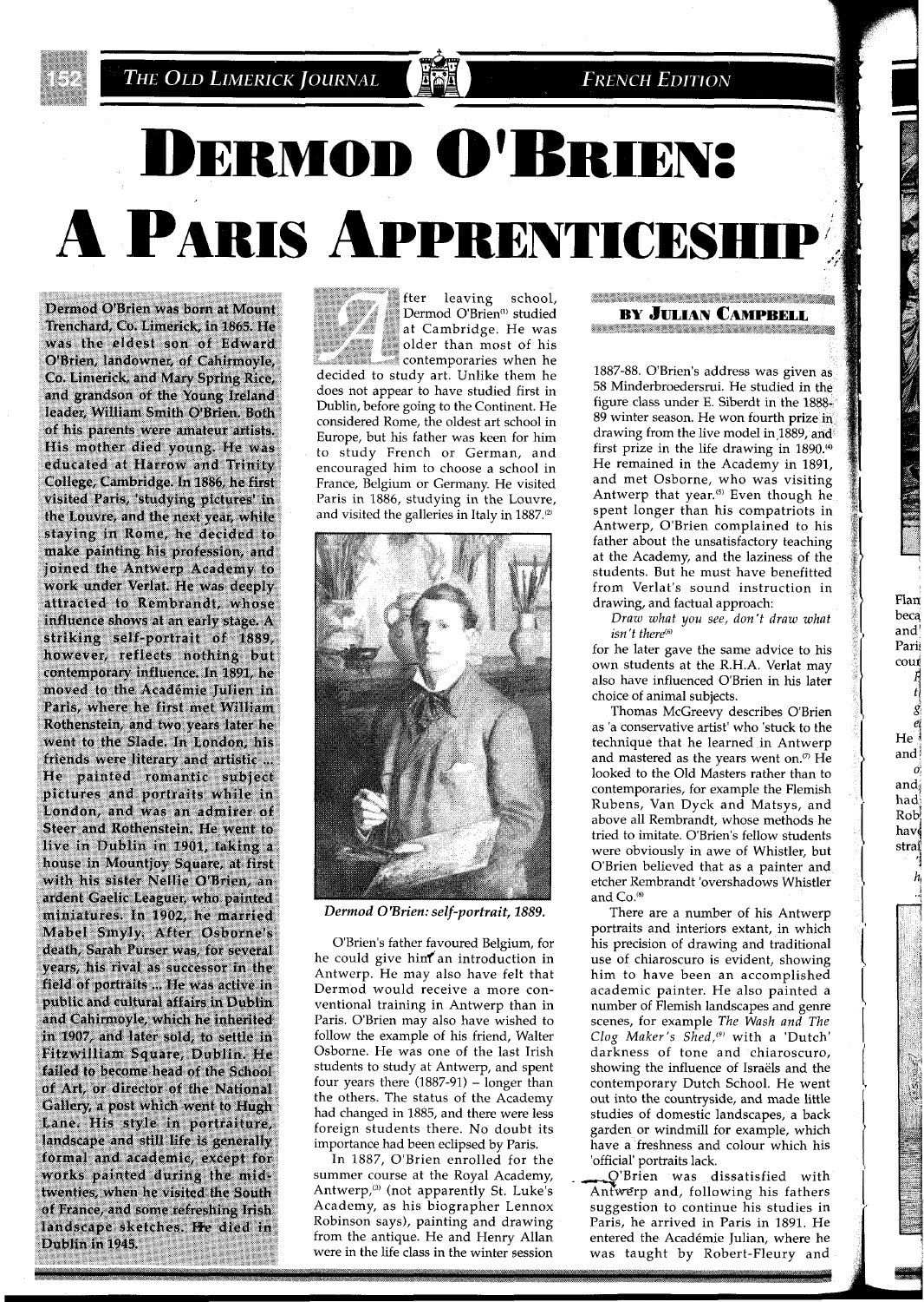# DERMOD O'BRIEN: A PARIS APPRENTICESHIP

**BY JULIAN CAMPBELL**

Dermod O'Brien was born at Mount Trenchard, Co. Limerick, in 1865. He was the eldest son of Edward O'Brien, landowner, of Cahirmoyle, Co. Limerick, and Mary Spring Rice, and grandson of the Young Ireland leader, William Smith O'Brien. Both of his parents were amateur artists. His mother died young. He was educated at Harrow and Trinity College, Cambridge. In 1886, he first visited Paris, 'studying pictures' in the Louvre, and the next year, while staying in Rome, he decided to make painting his profession, and joined the Antwerp Academy to work under Verlat. He was deeply attracted to Rembrandt, whose influence shows at an early stage. A striking self-portrait of 1889, however, reflects nothing but contemporary influence. In 1891, he moved to the Académie Julien in Paris, where he first met William Rothenstein, and two years later he went to the Slade. In London, his friends were literary and artistic ... He painted romantic subject pictures and portraits while in London, and was an admirer of Steer and Rothenstein. He went to live in Dublin in 1901, taking a house in Mountjoy Square, at first with his sister Nellie O'Brien, an ardent Gaelic Leaguer, who painted miniatures. In 1902, he married Mabel Smyly. After Osborne's death, Sarah Purser was, for several years, his rival as successor in the field of portraits ... He was active in public and cultural affairs in Dublin and Cahirmoyle, which he inherited in 1907, and later sold, to settle in Fitzwilliam Square, Dublin. He failed to become head of the School of Art, or director of the National Gallery, a post which went to Hugh Lane. His style in portraiture, landscape and still life is generally formal and academic, except for works painted during the mid-twenties, when he visited the South of France, and some refreshing Irish landscape sketches. He died in Dublin in 1945.

After leaving school, Dermod O'Brien[1] studied at Cambridge. He was older than most of his contemporaries when he decided to study art. Unlike them he does not appear to have studied first in Dublin, before going to the Continent. He considered Rome, the oldest art school in Europe, but his father was keen for him to study French or German, and encouraged him to choose a school in France, Belgium or Germany. He visited Paris in 1886, studying in the Louvre, and visited the galleries in Italy in 1887.[2]

*Dermod O'Brien: self-portrait, 1889.*

O'Brien's father favoured Belgium, for he could give him an introduction in Antwerp. He may also have felt that Dermod would receive a more conventional training in Antwerp than in Paris. O'Brien may also have wished to follow the example of his friend, Walter Osborne. He was one of the last Irish students to study at Antwerp, and spent four years there (1887-91) – longer than the others. The status of the Academy had changed in 1885, and there were less foreign students there. No doubt its importance had been eclipsed by Paris.

In 1887, O'Brien enrolled for the summer course at the Royal Academy, Antwerp,[3] (not apparently St. Luke's Academy, as his biographer Lennox Robinson says), painting and drawing from the antique. He and Henry Allan were in the life class in the winter session 1887-88. O'Brien's address was given as 58 Minderbroedersrui. He studied in the figure class under E. Siberdt in the 1888-89 winter season. He won fourth prize in drawing from the live model in 1889, and first prize in the life drawing in 1890.[4] He remained in the Academy in 1891, and met Osborne, who was visiting Antwerp that year.[5] Even though he spent longer than his compatriots in Antwerp, O'Brien complained to his father about the unsatisfactory teaching at the Academy, and the laziness of the students. But he must have benefitted from Verlat's sound instruction in drawing, and factual approach:

*Draw what you see, don't draw what isn't there*[6]

for he later gave the same advice to his own students at the R.H.A. Verlat may also have influenced O'Brien in his later choice of animal subjects.

Thomas McGreevy describes O'Brien as 'a conservative artist' who 'stuck to the technique that he learned in Antwerp and mastered as the years went on.[7] He looked to the Old Masters rather than to contemporaries, for example the Flemish Rubens, Van Dyck and Matsys, and above all Rembrandt, whose methods he tried to imitate. O'Brien's fellow students were obviously in awe of Whistler, but O'Brien believed that as a painter and etcher Rembrandt 'overshadows Whistler and Co.[8]

There are a number of his Antwerp portraits and interiors extant, in which his precision of drawing and traditional use of chiaroscuro is evident, showing him to have been an accomplished academic painter. He also painted a number of Flemish landscapes and genre scenes, for example *The Wash* and *The Clog Maker's Shed*,[9] with a 'Dutch' darkness of tone and chiaroscuro, showing the influence of Israëls and the contemporary Dutch School. He went out into the countryside, and made little studies of domestic landscapes, a back garden or windmill for example, which have a freshness and colour which his 'official' portraits lack.

O'Brien was dissatisfied with Antwerp and, following his fathers suggestion to continue his studies in Paris, he arrived in Paris in 1891. He entered the Académie Julian, where he was taught by Robert-Fleury and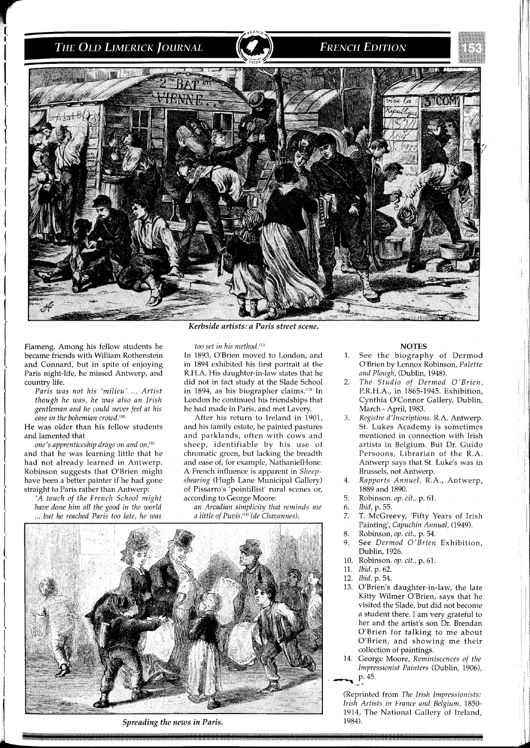*Kerbside artists: a Paris street scene.*

Flameng. Among his fellow students he became friends with William Rothenstein and Connard, but in spite of enjoying Paris night-life, he missed Antwerp, and country life.

> *Paris was not his 'milieu' ... Artist though he was, he was also an Irish gentleman and he could never feel at his ease in the bohemian crowd.*[10]

He was older than his fellow students and lamented that

> *one's apprenticeship drags on and on,*[11]

and that he was learning little that he had not already learned in Antwerp. Robinson suggests that O'Brien might have been a better painter if he had gone straight to Paris rather than Antwerp:

> *'A touch of the French School might have done him all the good in the world ... but he reached Paris too late, he was too set in his method.*[12]

In 1893, O'Brien moved to London, and in 1894 exhibited his first portrait at the R.H.A. His daughter-in-law states that he did not in fact study at the Slade School in 1894, as his biographer claims.[13] In London he continued his friendships that he had made in Paris, and met Lavery.

After his return to Ireland in 1901, and his family estate, he painted pastures and parklands, often with cows and sheep, identifiable by his use of chromatic green, but lacking the breadth and ease of, for example, NathanielHone. A French influence is apparent in *Sheep-shearing* (Hugh Lane Municipal Gallery) of Pissarro's 'pointillist' rural scenes or, according to George Moore:

> *an Arcadian simplicity that reminds me a little of Puvis.*[14] *(de Chavannes).*

*Spreading the news in Paris.*

## NOTES

1. See the biography of Dermod O'Brien by Lennox Robinson, *Palette and Plough*, (Dublin, 1948).
2. *The Studio of Dermod O'Brien*, P.R.H.A., in 1865-1945. Exhibition, Cynthia O'Connor Gallery, Dublin, March - April, 1983.
3. *Registre d'Inscriptions.* R.A. Antwerp. St. Lukes Academy is sometimes mentioned in connection with Irish artists in Belgium. But Dr. Guido Persoons, Librarian of the R.A. Antwerp says that St. Luke's was in Brussels, not Antwerp.
4. *Rapports Annuel*, R.A., Antwerp, 1889 and 1890.
5. Robinson. *op. cit.*, p. 61.
6. *Ibid*, p. 55.
7. T. McGreevy, 'Fifty Years of Irish Painting', *Capuchin Annual*, (1949).
8. Robinson, *op. cit.*, p. 54.
9. See *Dermod O'Brien* Exhibition, Dublin, 1926.
10. Robinson, *op. cit.*, p. 61.
11. *Ibid.* p. 62.
12. *Ibid.* p. 54.
13. O'Brien's daughter-in-law, the late Kitty Wilmer O'Brien, says that he visited the Slade, but did not become a student there. I am very grateful to her and the artist's son Dr. Brendan O'Brien for talking to me about O'Brien, and showing me their collection of paintings.
14. George Moore, *Reminiscences of the Impressionist Painters* (Dublin, 1906), p. 45.

(Reprinted from *The Irish Impressionists: Irish Artists in France and Belgium*, 1850-1914, The National Gallery of Ireland, 1984).